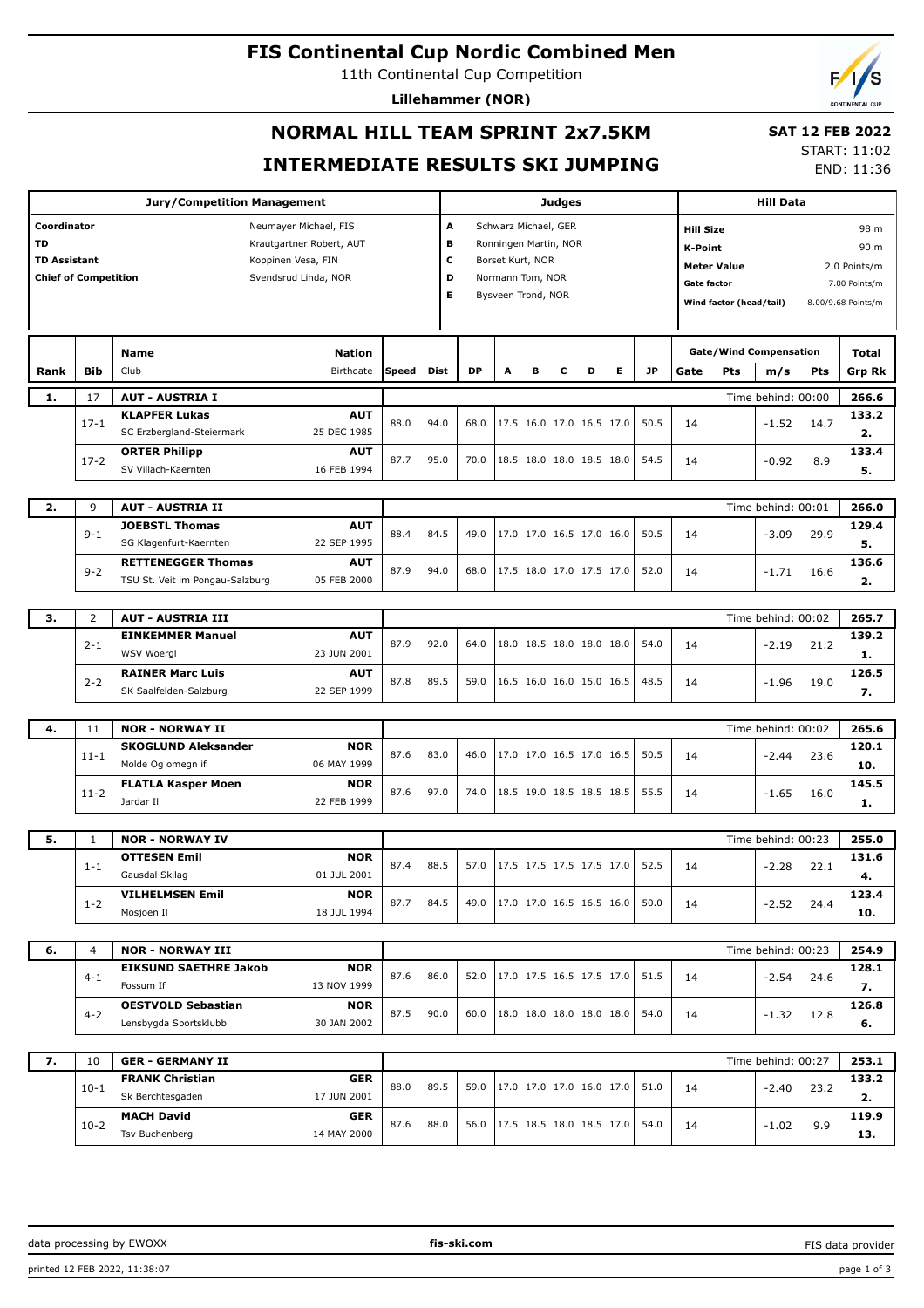# FIS Continental Cup Nordic Combined Men

11th Continental Cup Competition

**Lillehammer (NOR)**

## NORMAL HILL TEAM SPRINT 2x7.5KM

## INTERMEDIATE RESULTS SKI JUMPING

**SAT 12 FEB 2022**
START: 11:02
END: 11:36

| Jury/Competition Management | |
|---|---|
| Coordinator | Neumayer Michael, FIS |
| TD | Krautgartner Robert, AUT |
| TD Assistant | Koppinen Vesa, FIN |
| Chief of Competition | Svendsrud Linda, NOR |

| Judges | |
|---|---|
| A | Schwarz Michael, GER |
| B | Ronningen Martin, NOR |
| C | Borset Kurt, NOR |
| D | Normann Tom, NOR |
| E | Bysveen Trond, NOR |

| Hill Data | |
|---|---|
| Hill Size | 98 m |
| K-Point | 90 m |
| Meter Value | 2.0 Points/m |
| Gate factor | 7.00 Points/m |
| Wind factor (head/tail) | 8.00/9.68 Points/m |

| Rank | Bib | Name / Club | Nation / Birthdate | Speed | Dist | DP | A | B | C | D | E | JP | Gate | Pts | m/s | Pts | Total / Grp Rk |
|---|---|---|---|---|---|---|---|---|---|---|---|---|---|---|---|---|---|
| 1. | 17 | AUT - AUSTRIA I | | | | | | | | | | | | | Time behind: 00:00 | | 266.6 |
| | 17-1 | **KLAPFER Lukas** SC Erzbergland-Steiermark | AUT 25 DEC 1985 | 88.0 | 94.0 | 68.0 | 17.5 | 16.0 | 17.0 | 16.5 | 17.0 | 50.5 | 14 | | -1.52 | 14.7 | 133.2 / 2. |
| | 17-2 | **ORTER Philipp** SV Villach-Kaernten | AUT 16 FEB 1994 | 87.7 | 95.0 | 70.0 | 18.5 | 18.0 | 18.0 | 18.5 | 18.0 | 54.5 | 14 | | -0.92 | 8.9 | 133.4 / 5. |
| 2. | 9 | AUT - AUSTRIA II | | | | | | | | | | | | | Time behind: 00:01 | | 266.0 |
| | 9-1 | **JOEBSTL Thomas** SG Klagenfurt-Kaernten | AUT 22 SEP 1995 | 88.4 | 84.5 | 49.0 | 17.0 | 17.0 | 16.5 | 17.0 | 16.0 | 50.5 | 14 | | -3.09 | 29.9 | 129.4 / 5. |
| | 9-2 | **RETTENEGGER Thomas** TSU St. Veit im Pongau-Salzburg | AUT 05 FEB 2000 | 87.9 | 94.0 | 68.0 | 17.5 | 18.0 | 17.0 | 17.5 | 17.0 | 52.0 | 14 | | -1.71 | 16.6 | 136.6 / 2. |
| 3. | 2 | AUT - AUSTRIA III | | | | | | | | | | | | | Time behind: 00:02 | | 265.7 |
| | 2-1 | **EINKEMMER Manuel** WSV Woergl | AUT 23 JUN 2001 | 87.9 | 92.0 | 64.0 | 18.0 | 18.5 | 18.0 | 18.0 | 18.0 | 54.0 | 14 | | -2.19 | 21.2 | 139.2 / 1. |
| | 2-2 | **RAINER Marc Luis** SK Saalfelden-Salzburg | AUT 22 SEP 1999 | 87.8 | 89.5 | 59.0 | 16.5 | 16.0 | 16.0 | 15.0 | 16.5 | 48.5 | 14 | | -1.96 | 19.0 | 126.5 / 7. |
| 4. | 11 | NOR - NORWAY II | | | | | | | | | | | | | Time behind: 00:02 | | 265.6 |
| | 11-1 | **SKOGLUND Aleksander** Molde Og omegn if | NOR 06 MAY 1999 | 87.6 | 83.0 | 46.0 | 17.0 | 17.0 | 16.5 | 17.0 | 16.5 | 50.5 | 14 | | -2.44 | 23.6 | 120.1 / 10. |
| | 11-2 | **FLATLA Kasper Moen** Jardar Il | NOR 22 FEB 1999 | 87.6 | 97.0 | 74.0 | 18.5 | 19.0 | 18.5 | 18.5 | 18.5 | 55.5 | 14 | | -1.65 | 16.0 | 145.5 / 1. |
| 5. | 1 | NOR - NORWAY IV | | | | | | | | | | | | | Time behind: 00:23 | | 255.0 |
| | 1-1 | **OTTESEN Emil** Gausdal Skilag | NOR 01 JUL 2001 | 87.4 | 88.5 | 57.0 | 17.5 | 17.5 | 17.5 | 17.5 | 17.0 | 52.5 | 14 | | -2.28 | 22.1 | 131.6 / 4. |
| | 1-2 | **VILHELMSEN Emil** Mosjoen Il | NOR 18 JUL 1994 | 87.7 | 84.5 | 49.0 | 17.0 | 17.0 | 16.5 | 16.5 | 16.0 | 50.0 | 14 | | -2.52 | 24.4 | 123.4 / 10. |
| 6. | 4 | NOR - NORWAY III | | | | | | | | | | | | | Time behind: 00:23 | | 254.9 |
| | 4-1 | **EIKSUND SAETHRE Jakob** Fossum If | NOR 13 NOV 1999 | 87.6 | 86.0 | 52.0 | 17.0 | 17.5 | 16.5 | 17.5 | 17.0 | 51.5 | 14 | | -2.54 | 24.6 | 128.1 / 7. |
| | 4-2 | **OESTVOLD Sebastian** Lensbygda Sportsklubb | NOR 30 JAN 2002 | 87.5 | 90.0 | 60.0 | 18.0 | 18.0 | 18.0 | 18.0 | 18.0 | 54.0 | 14 | | -1.32 | 12.8 | 126.8 / 6. |
| 7. | 10 | GER - GERMANY II | | | | | | | | | | | | | Time behind: 00:27 | | 253.1 |
| | 10-1 | **FRANK Christian** Sk Berchtesgaden | GER 17 JUN 2001 | 88.0 | 89.5 | 59.0 | 17.0 | 17.0 | 17.0 | 16.0 | 17.0 | 51.0 | 14 | | -2.40 | 23.2 | 133.2 / 2. |
| | 10-2 | **MACH David** Tsv Buchenberg | GER 14 MAY 2000 | 87.6 | 88.0 | 56.0 | 17.5 | 18.5 | 18.0 | 18.5 | 17.0 | 54.0 | 14 | | -1.02 | 9.9 | 119.9 / 13. |

data processing by EWOXX | fis-ski.com | FIS data provider

printed 12 FEB 2022, 11:38:07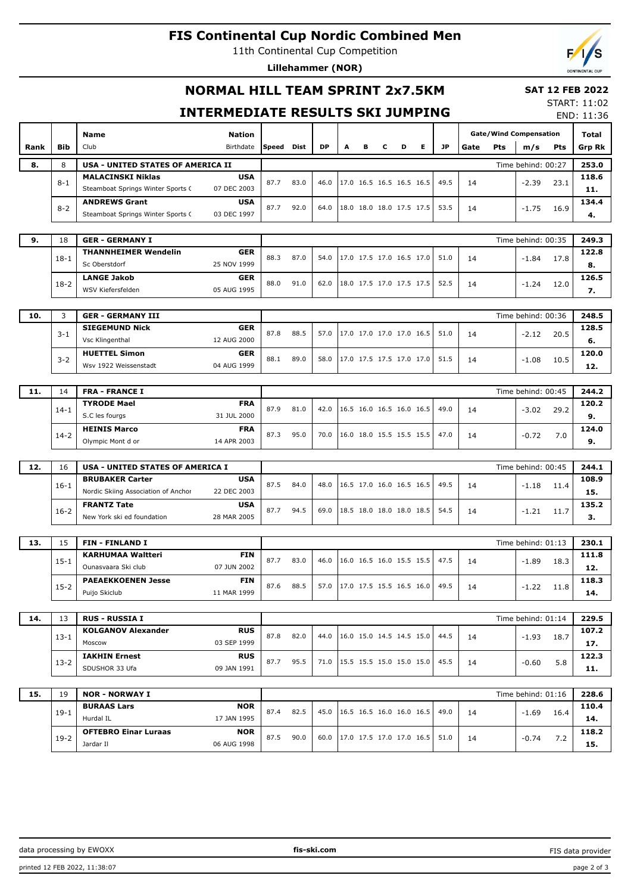# FIS Continental Cup Nordic Combined Men

11th Continental Cup Competition

**Lillehammer (NOR)**

## NORMAL HILL TEAM SPRINT 2x7.5KM

**SAT 12 FEB 2022**

START: 11:02

END: 11:36

## INTERMEDIATE RESULTS SKI JUMPING

| Rank | Bib | Name / Club | Nation / Birthdate | Speed | Dist | DP | A | B | C | D | E | JP | Gate | Pts | m/s | Pts | Total / Grp Rk |
|---|---|---|---|---|---|---|---|---|---|---|---|---|---|---|---|---|---|
| **8.** | 8 | **USA - UNITED STATES OF AMERICA II** | | | | | | | | | | | | | Time behind: 00:27 | | **253.0** |
| | 8-1 | **MALACINSKI Niklas** / Steamboat Springs Winter Sports ( | **USA** / 07 DEC 2003 | 87.7 | 83.0 | 46.0 | 17.0 | 16.5 | 16.5 | 16.5 | 16.5 | 49.5 | 14 | | -2.39 | 23.1 | **118.6** / **11.** |
| | 8-2 | **ANDREWS Grant** / Steamboat Springs Winter Sports ( | **USA** / 03 DEC 1997 | 87.7 | 92.0 | 64.0 | 18.0 | 18.0 | 18.0 | 17.5 | 17.5 | 53.5 | 14 | | -1.75 | 16.9 | **134.4** / **4.** |
| **9.** | 18 | **GER - GERMANY I** | | | | | | | | | | | | | Time behind: 00:35 | | **249.3** |
| | 18-1 | **THANNHEIMER Wendelin** / Sc Oberstdorf | **GER** / 25 NOV 1999 | 88.3 | 87.0 | 54.0 | 17.0 | 17.5 | 17.0 | 16.5 | 17.0 | 51.0 | 14 | | -1.84 | 17.8 | **122.8** / **8.** |
| | 18-2 | **LANGE Jakob** / WSV Kiefersfelden | **GER** / 05 AUG 1995 | 88.0 | 91.0 | 62.0 | 18.0 | 17.5 | 17.0 | 17.5 | 17.5 | 52.5 | 14 | | -1.24 | 12.0 | **126.5** / **7.** |
| **10.** | 3 | **GER - GERMANY III** | | | | | | | | | | | | | Time behind: 00:36 | | **248.5** |
| | 3-1 | **SIEGEMUND Nick** / Vsc Klingenthal | **GER** / 12 AUG 2000 | 87.8 | 88.5 | 57.0 | 17.0 | 17.0 | 17.0 | 17.0 | 16.5 | 51.0 | 14 | | -2.12 | 20.5 | **128.5** / **6.** |
| | 3-2 | **HUETTEL Simon** / Wsv 1922 Weissenstadt | **GER** / 04 AUG 1999 | 88.1 | 89.0 | 58.0 | 17.0 | 17.5 | 17.5 | 17.0 | 17.0 | 51.5 | 14 | | -1.08 | 10.5 | **120.0** / **12.** |
| **11.** | 14 | **FRA - FRANCE I** | | | | | | | | | | | | | Time behind: 00:45 | | **244.2** |
| | 14-1 | **TYRODE Mael** / S.C les fourgs | **FRA** / 31 JUL 2000 | 87.9 | 81.0 | 42.0 | 16.5 | 16.0 | 16.5 | 16.0 | 16.5 | 49.0 | 14 | | -3.02 | 29.2 | **120.2** / **9.** |
| | 14-2 | **HEINIS Marco** / Olympic Mont d or | **FRA** / 14 APR 2003 | 87.3 | 95.0 | 70.0 | 16.0 | 18.0 | 15.5 | 15.5 | 15.5 | 47.0 | 14 | | -0.72 | 7.0 | **124.0** / **9.** |
| **12.** | 16 | **USA - UNITED STATES OF AMERICA I** | | | | | | | | | | | | | Time behind: 00:45 | | **244.1** |
| | 16-1 | **BRUBAKER Carter** / Nordic Skiing Association of Anchor | **USA** / 22 DEC 2003 | 87.5 | 84.0 | 48.0 | 16.5 | 17.0 | 16.0 | 16.5 | 16.5 | 49.5 | 14 | | -1.18 | 11.4 | **108.9** / **15.** |
| | 16-2 | **FRANTZ Tate** / New York ski ed foundation | **USA** / 28 MAR 2005 | 87.7 | 94.5 | 69.0 | 18.5 | 18.0 | 18.0 | 18.0 | 18.5 | 54.5 | 14 | | -1.21 | 11.7 | **135.2** / **3.** |
| **13.** | 15 | **FIN - FINLAND I** | | | | | | | | | | | | | Time behind: 01:13 | | **230.1** |
| | 15-1 | **KARHUMAA Waltteri** / Ounasvaara Ski club | **FIN** / 07 JUN 2002 | 87.7 | 83.0 | 46.0 | 16.0 | 16.5 | 16.0 | 15.5 | 15.5 | 47.5 | 14 | | -1.89 | 18.3 | **111.8** / **12.** |
| | 15-2 | **PAEAEKKOENEN Jesse** / Puijo Skiclub | **FIN** / 11 MAR 1999 | 87.6 | 88.5 | 57.0 | 17.0 | 17.5 | 15.5 | 16.5 | 16.0 | 49.5 | 14 | | -1.22 | 11.8 | **118.3** / **14.** |
| **14.** | 13 | **RUS - RUSSIA I** | | | | | | | | | | | | | Time behind: 01:14 | | **229.5** |
| | 13-1 | **KOLGANOV Alexander** / Moscow | **RUS** / 03 SEP 1999 | 87.8 | 82.0 | 44.0 | 16.0 | 15.0 | 14.5 | 14.5 | 15.0 | 44.5 | 14 | | -1.93 | 18.7 | **107.2** / **17.** |
| | 13-2 | **IAKHIN Ernest** / SDUSHOR 33 Ufa | **RUS** / 09 JAN 1991 | 87.7 | 95.5 | 71.0 | 15.5 | 15.5 | 15.0 | 15.0 | 15.0 | 45.5 | 14 | | -0.60 | 5.8 | **122.3** / **11.** |
| **15.** | 19 | **NOR - NORWAY I** | | | | | | | | | | | | | Time behind: 01:16 | | **228.6** |
| | 19-1 | **BURAAS Lars** / Hurdal IL | **NOR** / 17 JAN 1995 | 87.4 | 82.5 | 45.0 | 16.5 | 16.5 | 16.0 | 16.0 | 16.5 | 49.0 | 14 | | -1.69 | 16.4 | **110.4** / **14.** |
| | 19-2 | **OFTEBRO Einar Luraas** / Jardar Il | **NOR** / 06 AUG 1998 | 87.5 | 90.0 | 60.0 | 17.0 | 17.5 | 17.0 | 17.0 | 16.5 | 51.0 | 14 | | -0.74 | 7.2 | **118.2** / **15.** |

data processing by EWOXX — fis-ski.com — FIS data provider

printed 12 FEB 2022, 11:38:07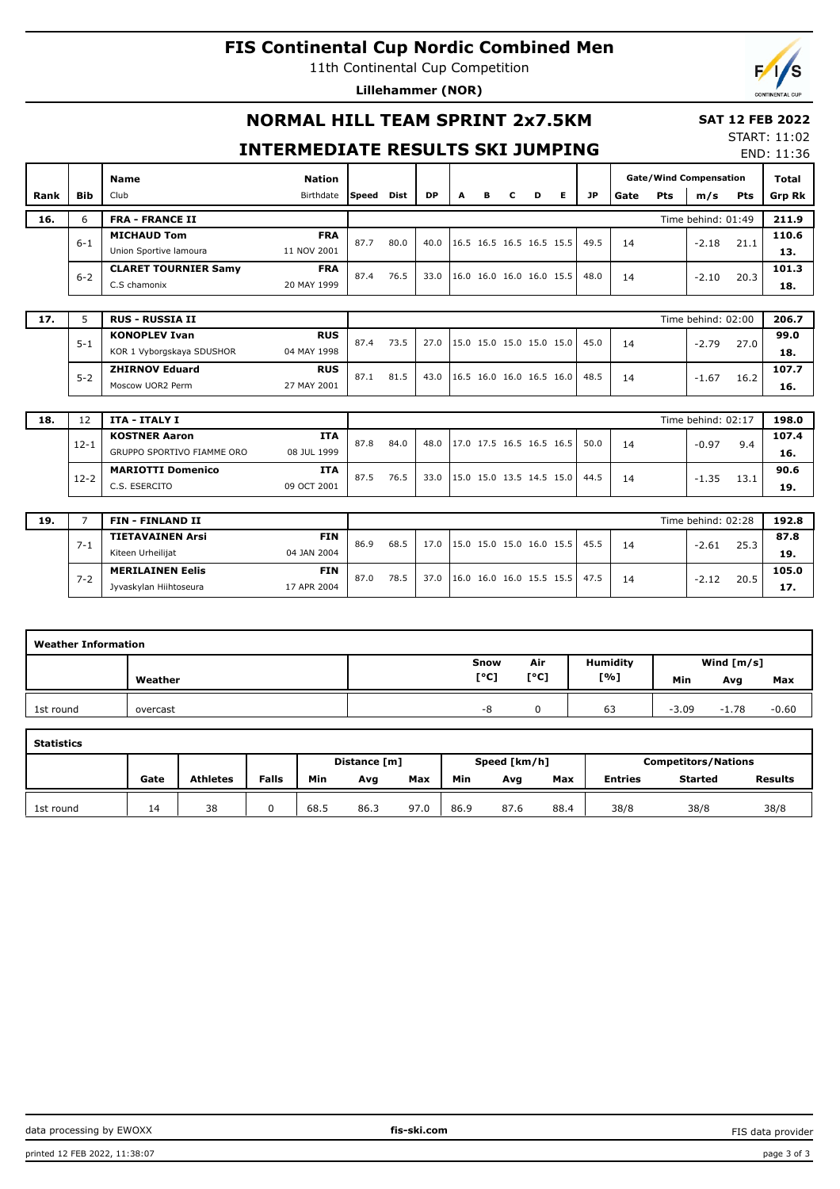# FIS Continental Cup Nordic Combined Men

11th Continental Cup Competition

**Lillehammer (NOR)**

## NORMAL HILL TEAM SPRINT 2x7.5KM

**SAT 12 FEB 2022**

START: 11:02

END: 11:36

## INTERMEDIATE RESULTS SKI JUMPING

| Rank | Bib | Name / Club | Nation / Birthdate | Speed | Dist | DP | A | B | C | D | E | JP | Gate | Gate Pts | m/s | Wind Pts | Total / Grp Rk |
|---|---|---|---|---|---|---|---|---|---|---|---|---|---|---|---|---|---|
| 16. | 6 | **FRA - FRANCE II** | | | | | | | | | | | | | Time behind: 01:49 | | 211.9 |
| | 6-1 | **MICHAUD Tom** Union Sportive lamoura | FRA 11 NOV 2001 | 87.7 | 80.0 | 40.0 | 16.5 | 16.5 | 16.5 | 16.5 | 15.5 | 49.5 | 14 | | -2.18 | 21.1 | 110.6 13. |
| | 6-2 | **CLARET TOURNIER Samy** C.S chamonix | FRA 20 MAY 1999 | 87.4 | 76.5 | 33.0 | 16.0 | 16.0 | 16.0 | 16.0 | 15.5 | 48.0 | 14 | | -2.10 | 20.3 | 101.3 18. |
| 17. | 5 | **RUS - RUSSIA II** | | | | | | | | | | | | | Time behind: 02:00 | | 206.7 |
| | 5-1 | **KONOPLEV Ivan** KOR 1 Vyborgskaya SDUSHOR | RUS 04 MAY 1998 | 87.4 | 73.5 | 27.0 | 15.0 | 15.0 | 15.0 | 15.0 | 15.0 | 45.0 | 14 | | -2.79 | 27.0 | 99.0 18. |
| | 5-2 | **ZHIRNOV Eduard** Moscow UOR2 Perm | RUS 27 MAY 2001 | 87.1 | 81.5 | 43.0 | 16.5 | 16.0 | 16.0 | 16.5 | 16.0 | 48.5 | 14 | | -1.67 | 16.2 | 107.7 16. |
| 18. | 12 | **ITA - ITALY I** | | | | | | | | | | | | | Time behind: 02:17 | | 198.0 |
| | 12-1 | **KOSTNER Aaron** GRUPPO SPORTIVO FIAMME ORO | ITA 08 JUL 1999 | 87.8 | 84.0 | 48.0 | 17.0 | 17.5 | 16.5 | 16.5 | 16.5 | 50.0 | 14 | | -0.97 | 9.4 | 107.4 16. |
| | 12-2 | **MARIOTTI Domenico** C.S. ESERCITO | ITA 09 OCT 2001 | 87.5 | 76.5 | 33.0 | 15.0 | 15.0 | 13.5 | 14.5 | 15.0 | 44.5 | 14 | | -1.35 | 13.1 | 90.6 19. |
| 19. | 7 | **FIN - FINLAND II** | | | | | | | | | | | | | Time behind: 02:28 | | 192.8 |
| | 7-1 | **TIETAVAINEN Arsi** Kiteen Urheilijat | FIN 04 JAN 2004 | 86.9 | 68.5 | 17.0 | 15.0 | 15.0 | 15.0 | 16.0 | 15.5 | 45.5 | 14 | | -2.61 | 25.3 | 87.8 19. |
| | 7-2 | **MERILAINEN Eelis** Jyvaskylan Hiihtoseura | FIN 17 APR 2004 | 87.0 | 78.5 | 37.0 | 16.0 | 16.0 | 16.0 | 15.5 | 15.5 | 47.5 | 14 | | -2.12 | 20.5 | 105.0 17. |

**Weather Information**

| | Weather | Snow [°C] | Air [°C] | Humidity [%] | Wind Min [m/s] | Wind Avg [m/s] | Wind Max [m/s] |
|---|---|---|---|---|---|---|---|
| 1st round | overcast | -8 | 0 | 63 | -3.09 | -1.78 | -0.60 |

**Statistics**

| | Gate | Athletes | Falls | Distance [m] Min | Distance [m] Avg | Distance [m] Max | Speed [km/h] Min | Speed [km/h] Avg | Speed [km/h] Max | Entries | Started | Results |
|---|---|---|---|---|---|---|---|---|---|---|---|---|
| 1st round | 14 | 38 | 0 | 68.5 | 86.3 | 97.0 | 86.9 | 87.6 | 88.4 | 38/8 | 38/8 | 38/8 |

data processing by EWOXX | fis-ski.com | FIS data provider

printed 12 FEB 2022, 11:38:07